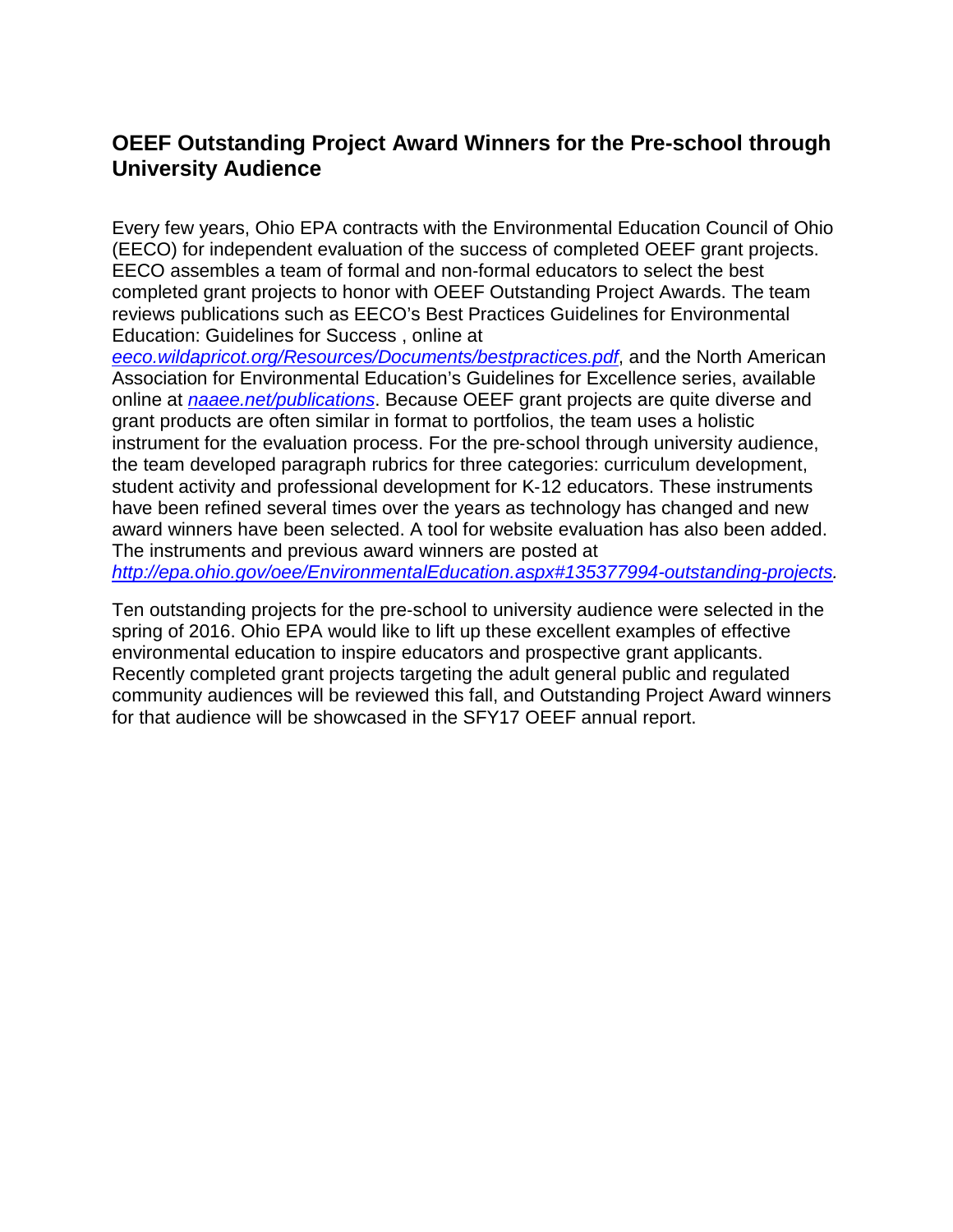## OEEF Outstanding Project Award Winners for the Pre-school through University Audience

Every few years, Ohio EPA contracts with the Environmental Education Council of Ohio (EECO) for independent evaluation of the success of completed OEEF grant projects. EECO assembles a team of formal and non-formal educators to select the best completed grant projects to honor with OEEF Outstanding Project Awards. The team reviews publications such as EECO's Best Practices Guidelines for Environmental Education: Guidelines for Success , online at *eeco.wildapricot.org/Resources/Documents/bestpractices.pdf*, and the North American Association for Environmental Education's Guidelines for Excellence series, available online at *naaee.net/publications*. Because OEEF grant projects are quite diverse and grant products are often similar in format to portfolios, the team uses a holistic instrument for the evaluation process. For the pre-school through university audience, the team developed paragraph rubrics for three categories: curriculum development, student activity and professional development for K-12 educators. These instruments have been refined several times over the years as technology has changed and new award winners have been selected. A tool for website evaluation has also been added. The instruments and previous award winners are posted at *http://epa.ohio.gov/oee/EnvironmentalEducation.aspx#135377994-outstanding-projects.*

Ten outstanding projects for the pre-school to university audience were selected in the spring of 2016. Ohio EPA would like to lift up these excellent examples of effective environmental education to inspire educators and prospective grant applicants. Recently completed grant projects targeting the adult general public and regulated community audiences will be reviewed this fall, and Outstanding Project Award winners for that audience will be showcased in the SFY17 OEEF annual report.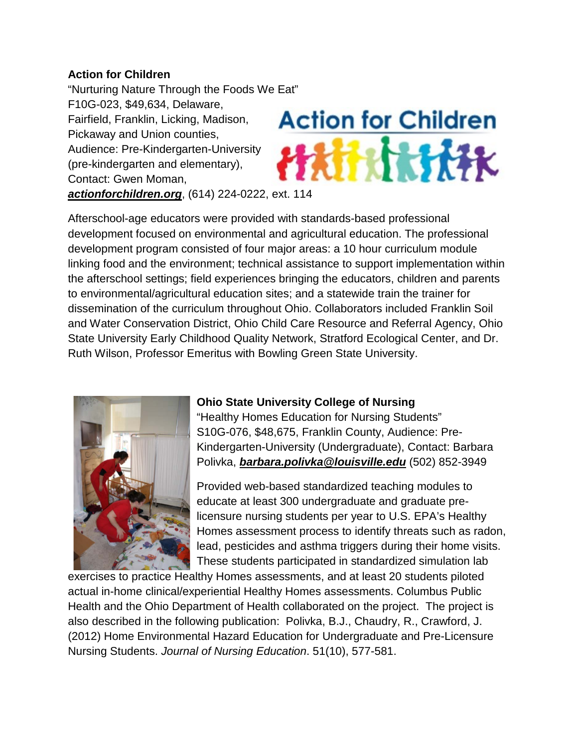**Action for Children**

"Nurturing Nature Through the Foods We Eat"
F10G-023, $49,634, Delaware, Fairfield, Franklin, Licking, Madison, Pickaway and Union counties, Audience: Pre-Kindergarten-University (pre-kindergarten and elementary), Contact: Gwen Moman, ***actionforchildren.org***, (614) 224-0222, ext. 114

Afterschool-age educators were provided with standards-based professional development focused on environmental and agricultural education. The professional development program consisted of four major areas: a 10 hour curriculum module linking food and the environment; technical assistance to support implementation within the afterschool settings; field experiences bringing the educators, children and parents to environmental/agricultural education sites; and a statewide train the trainer for dissemination of the curriculum throughout Ohio. Collaborators included Franklin Soil and Water Conservation District, Ohio Child Care Resource and Referral Agency, Ohio State University Early Childhood Quality Network, Stratford Ecological Center, and Dr. Ruth Wilson, Professor Emeritus with Bowling Green State University.

**Ohio State University College of Nursing**

"Healthy Homes Education for Nursing Students"
S10G-076, $48,675, Franklin County, Audience: Pre-Kindergarten-University (Undergraduate), Contact: Barbara Polivka, ***barbara.polivka@louisville.edu*** (502) 852-3949

Provided web-based standardized teaching modules to educate at least 300 undergraduate and graduate pre-licensure nursing students per year to U.S. EPA's Healthy Homes assessment process to identify threats such as radon, lead, pesticides and asthma triggers during their home visits. These students participated in standardized simulation lab exercises to practice Healthy Homes assessments, and at least 20 students piloted actual in-home clinical/experiential Healthy Homes assessments. Columbus Public Health and the Ohio Department of Health collaborated on the project. The project is also described in the following publication: Polivka, B.J., Chaudry, R., Crawford, J. (2012) Home Environmental Hazard Education for Undergraduate and Pre-Licensure Nursing Students. *Journal of Nursing Education*. 51(10), 577-581.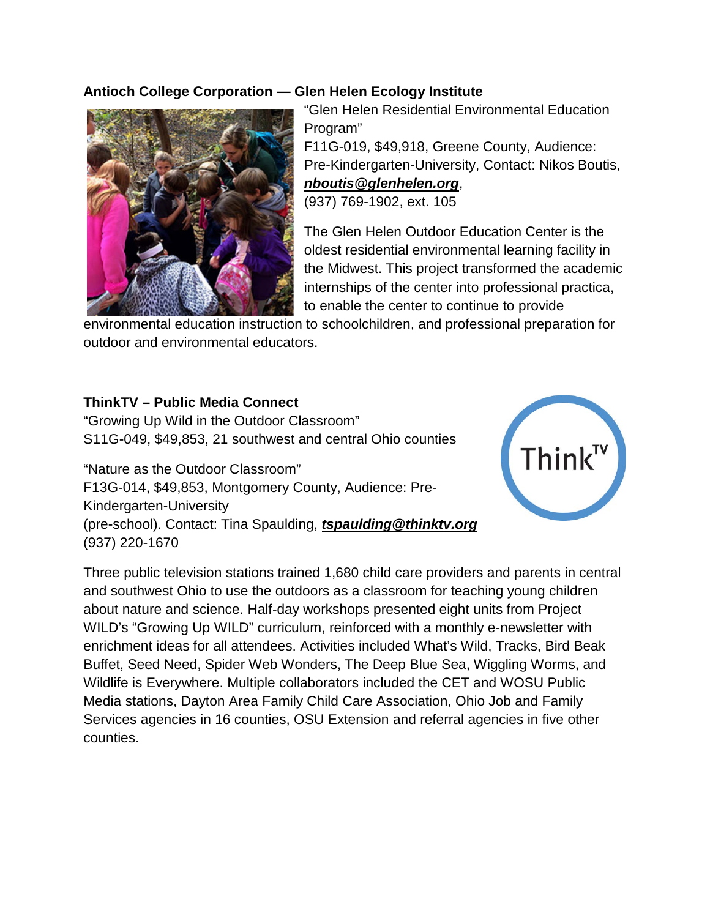**Antioch College Corporation — Glen Helen Ecology Institute**

"Glen Helen Residential Environmental Education Program"
F11G-019, $49,918, Greene County, Audience: Pre-Kindergarten-University, Contact: Nikos Boutis, ***nboutis@glenhelen.org***,
(937) 769-1902, ext. 105

The Glen Helen Outdoor Education Center is the oldest residential environmental learning facility in the Midwest. This project transformed the academic internships of the center into professional practica, to enable the center to continue to provide environmental education instruction to schoolchildren, and professional preparation for outdoor and environmental educators.

**ThinkTV – Public Media Connect**

"Growing Up Wild in the Outdoor Classroom"
S11G-049, $49,853, 21 southwest and central Ohio counties

"Nature as the Outdoor Classroom"
F13G-014, $49,853, Montgomery County, Audience: Pre-Kindergarten-University
(pre-school). Contact: Tina Spaulding, ***tspaulding@thinktv.org***
(937) 220-1670

Three public television stations trained 1,680 child care providers and parents in central and southwest Ohio to use the outdoors as a classroom for teaching young children about nature and science. Half-day workshops presented eight units from Project WILD's "Growing Up WILD" curriculum, reinforced with a monthly e-newsletter with enrichment ideas for all attendees. Activities included What's Wild, Tracks, Bird Beak Buffet, Seed Need, Spider Web Wonders, The Deep Blue Sea, Wiggling Worms, and Wildlife is Everywhere. Multiple collaborators included the CET and WOSU Public Media stations, Dayton Area Family Child Care Association, Ohio Job and Family Services agencies in 16 counties, OSU Extension and referral agencies in five other counties.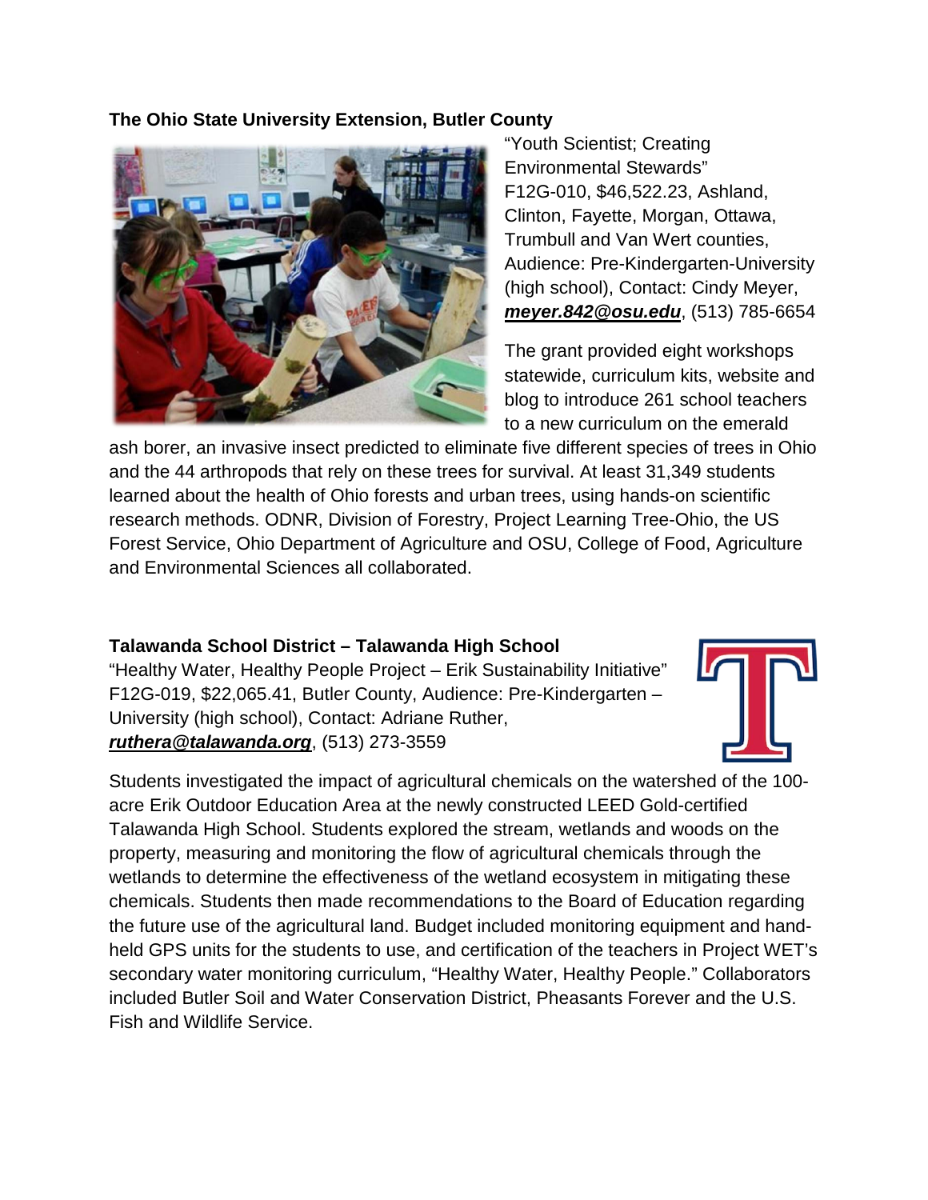**The Ohio State University Extension, Butler County**

"Youth Scientist; Creating Environmental Stewards" F12G-010, $46,522.23, Ashland, Clinton, Fayette, Morgan, Ottawa, Trumbull and Van Wert counties, Audience: Pre-Kindergarten-University (high school), Contact: Cindy Meyer, ***meyer.842@osu.edu***, (513) 785-6654

The grant provided eight workshops statewide, curriculum kits, website and blog to introduce 261 school teachers to a new curriculum on the emerald ash borer, an invasive insect predicted to eliminate five different species of trees in Ohio and the 44 arthropods that rely on these trees for survival. At least 31,349 students learned about the health of Ohio forests and urban trees, using hands-on scientific research methods. ODNR, Division of Forestry, Project Learning Tree-Ohio, the US Forest Service, Ohio Department of Agriculture and OSU, College of Food, Agriculture and Environmental Sciences all collaborated.

**Talawanda School District – Talawanda High School**

"Healthy Water, Healthy People Project – Erik Sustainability Initiative" F12G-019, $22,065.41, Butler County, Audience: Pre-Kindergarten – University (high school), Contact: Adriane Ruther, ***ruthera@talawanda.org***, (513) 273-3559

Students investigated the impact of agricultural chemicals on the watershed of the 100-acre Erik Outdoor Education Area at the newly constructed LEED Gold-certified Talawanda High School. Students explored the stream, wetlands and woods on the property, measuring and monitoring the flow of agricultural chemicals through the wetlands to determine the effectiveness of the wetland ecosystem in mitigating these chemicals. Students then made recommendations to the Board of Education regarding the future use of the agricultural land. Budget included monitoring equipment and hand-held GPS units for the students to use, and certification of the teachers in Project WET's secondary water monitoring curriculum, "Healthy Water, Healthy People." Collaborators included Butler Soil and Water Conservation District, Pheasants Forever and the U.S. Fish and Wildlife Service.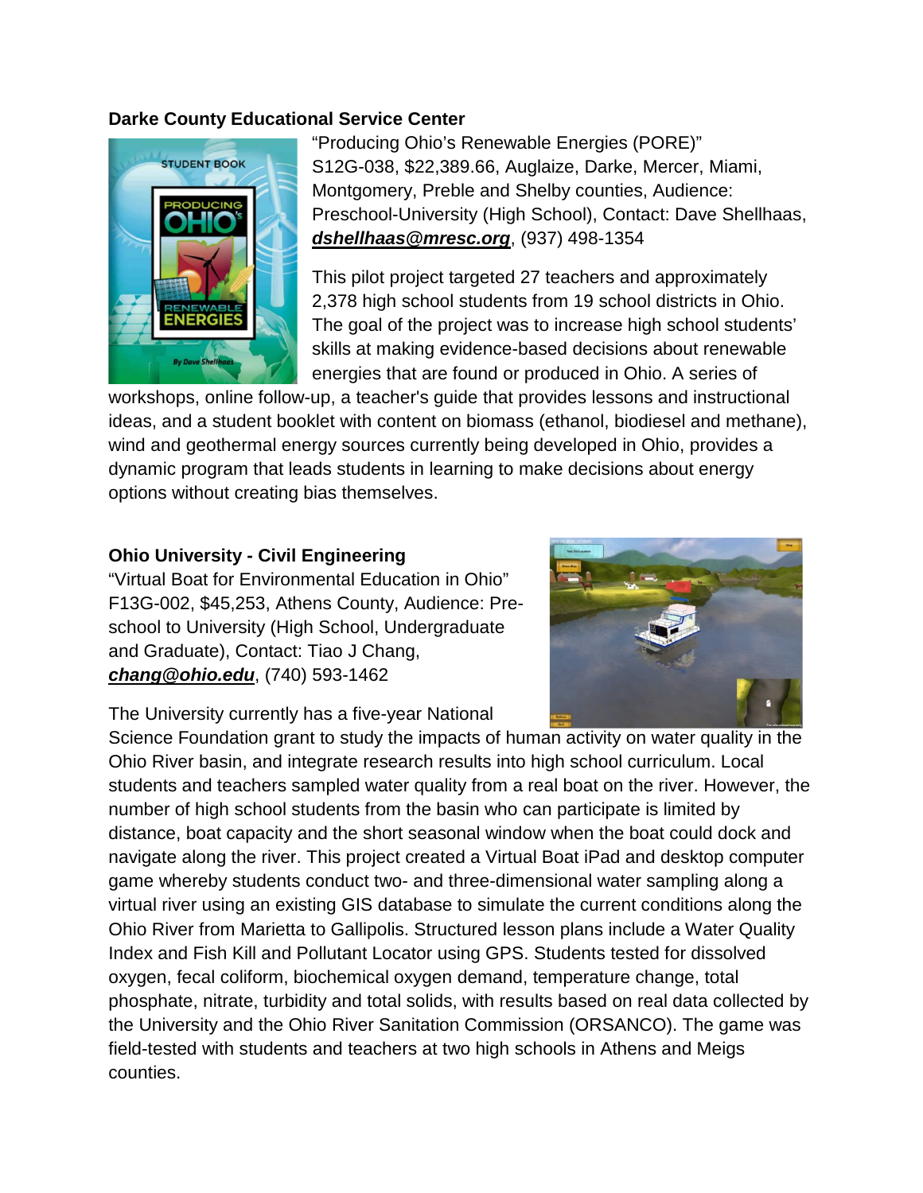**Darke County Educational Service Center**

"Producing Ohio's Renewable Energies (PORE)" S12G-038, $22,389.66, Auglaize, Darke, Mercer, Miami, Montgomery, Preble and Shelby counties, Audience: Preschool-University (High School), Contact: Dave Shellhaas, ***dshellhaas@mresc.org***, (937) 498-1354

This pilot project targeted 27 teachers and approximately 2,378 high school students from 19 school districts in Ohio. The goal of the project was to increase high school students' skills at making evidence-based decisions about renewable energies that are found or produced in Ohio. A series of workshops, online follow-up, a teacher's guide that provides lessons and instructional ideas, and a student booklet with content on biomass (ethanol, biodiesel and methane), wind and geothermal energy sources currently being developed in Ohio, provides a dynamic program that leads students in learning to make decisions about energy options without creating bias themselves.

**Ohio University - Civil Engineering**

"Virtual Boat for Environmental Education in Ohio" F13G-002, $45,253, Athens County, Audience: Pre-school to University (High School, Undergraduate and Graduate), Contact: Tiao J Chang, ***chang@ohio.edu***, (740) 593-1462

The University currently has a five-year National Science Foundation grant to study the impacts of human activity on water quality in the Ohio River basin, and integrate research results into high school curriculum. Local students and teachers sampled water quality from a real boat on the river. However, the number of high school students from the basin who can participate is limited by distance, boat capacity and the short seasonal window when the boat could dock and navigate along the river. This project created a Virtual Boat iPad and desktop computer game whereby students conduct two- and three-dimensional water sampling along a virtual river using an existing GIS database to simulate the current conditions along the Ohio River from Marietta to Gallipolis. Structured lesson plans include a Water Quality Index and Fish Kill and Pollutant Locator using GPS. Students tested for dissolved oxygen, fecal coliform, biochemical oxygen demand, temperature change, total phosphate, nitrate, turbidity and total solids, with results based on real data collected by the University and the Ohio River Sanitation Commission (ORSANCO). The game was field-tested with students and teachers at two high schools in Athens and Meigs counties.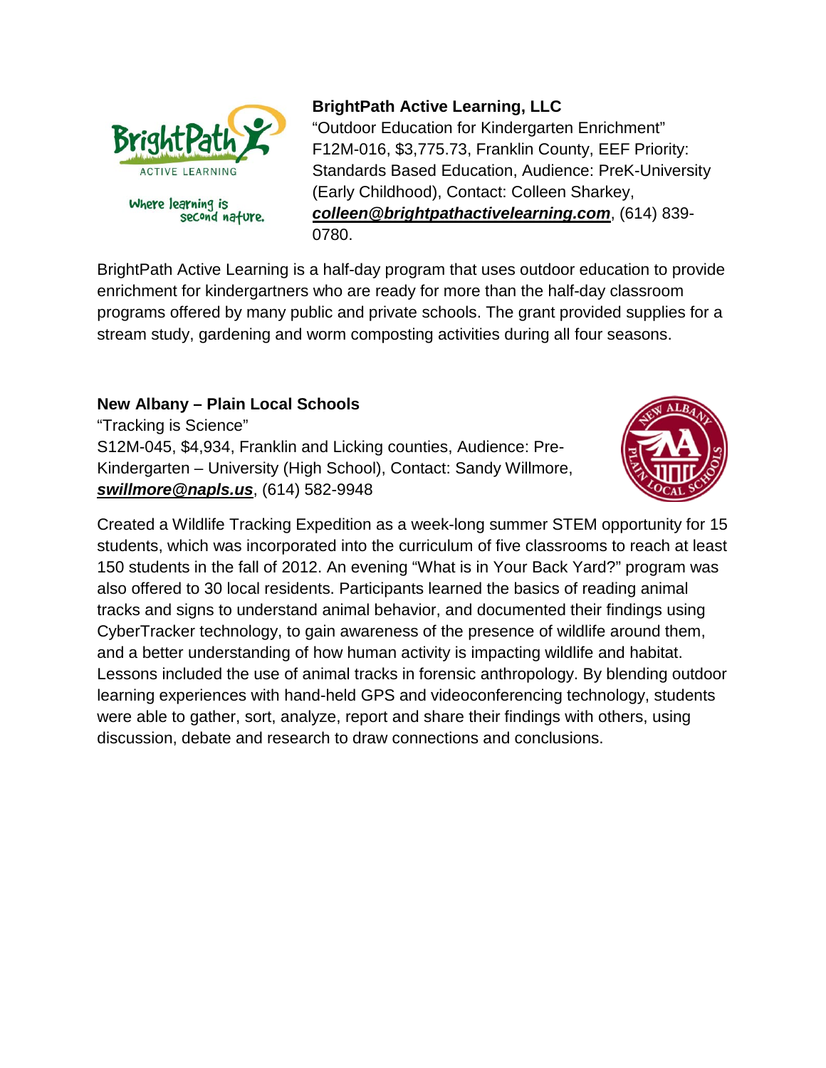**BrightPath Active Learning, LLC**
"Outdoor Education for Kindergarten Enrichment"
F12M-016, $3,775.73, Franklin County, EEF Priority: Standards Based Education, Audience: PreK-University (Early Childhood), Contact: Colleen Sharkey, ***colleen@brightpathactivelearning.com***, (614) 839-0780.

BrightPath Active Learning is a half-day program that uses outdoor education to provide enrichment for kindergartners who are ready for more than the half-day classroom programs offered by many public and private schools. The grant provided supplies for a stream study, gardening and worm composting activities during all four seasons.

**New Albany – Plain Local Schools**
"Tracking is Science"
S12M-045, $4,934, Franklin and Licking counties, Audience: Pre-Kindergarten – University (High School), Contact: Sandy Willmore, ***swillmore@napls.us***, (614) 582-9948

Created a Wildlife Tracking Expedition as a week-long summer STEM opportunity for 15 students, which was incorporated into the curriculum of five classrooms to reach at least 150 students in the fall of 2012. An evening "What is in Your Back Yard?" program was also offered to 30 local residents. Participants learned the basics of reading animal tracks and signs to understand animal behavior, and documented their findings using CyberTracker technology, to gain awareness of the presence of wildlife around them, and a better understanding of how human activity is impacting wildlife and habitat. Lessons included the use of animal tracks in forensic anthropology. By blending outdoor learning experiences with hand-held GPS and videoconferencing technology, students were able to gather, sort, analyze, report and share their findings with others, using discussion, debate and research to draw connections and conclusions.